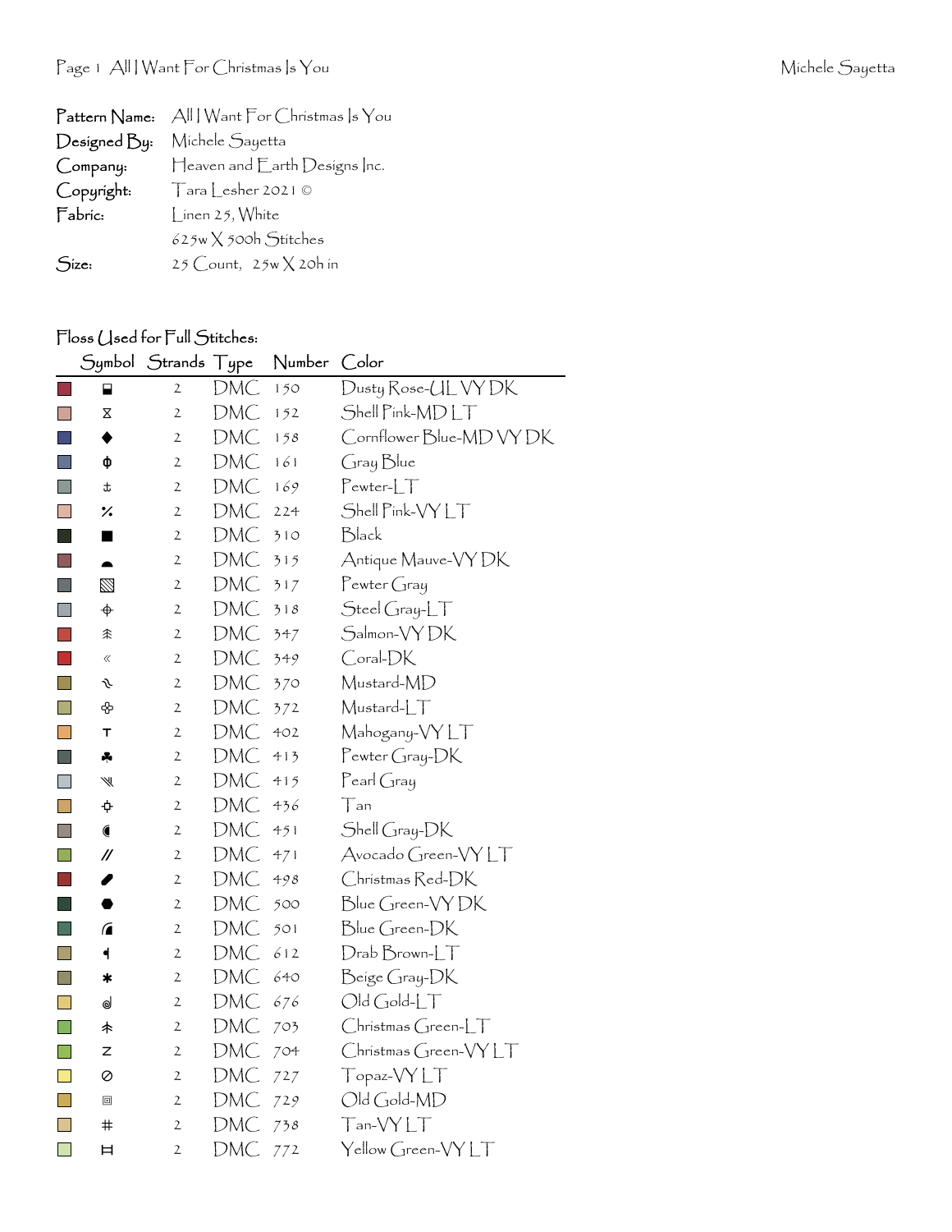| | |
|---|---|
| **Pattern Name:** | All I Want For Christmas Is You |
| **Designed By:** | Michele Sayetta |
| **Company:** | Heaven and Earth Designs Inc. |
| **Copyright:** | Tara Lesher 2021 © |
| **Fabric:** | Linen 25, White |
| | 625w X 500h Stitches |
| **Size:** | 25 Count, 25w X 20h in |

## Floss Used for Full Stitches:

| Symbol | Strands | Type | Number | Color |
|---|---|---|---|---|
| ⬓ | 2 | DMC | 150 | Dusty Rose-UL VY DK |
| ⧖ | 2 | DMC | 152 | Shell Pink-MD LT |
| ◆ | 2 | DMC | 158 | Cornflower Blue-MD VY DK |
| ɸ | 2 | DMC | 161 | Gray Blue |
| ⚓ | 2 | DMC | 169 | Pewter-LT |
| ⁒ | 2 | DMC | 224 | Shell Pink-VY LT |
| ■ | 2 | DMC | 310 | Black |
| ◓ | 2 | DMC | 315 | Antique Mauve-VY DK |
| ▧ | 2 | DMC | 317 | Pewter Gray |
| ⌖ | 2 | DMC | 318 | Steel Gray-LT |
| 乔 | 2 | DMC | 347 | Salmon-VY DK |
| « | 2 | DMC | 349 | Coral-DK |
| ॰ | 2 | DMC | 370 | Mustard-MD |
| ✥ | 2 | DMC | 372 | Mustard-LT |
| т | 2 | DMC | 402 | Mahogany-VY LT |
| ♣ | 2 | DMC | 413 | Pewter Gray-DK |
| ⩘ | 2 | DMC | 415 | Pearl Gray |
| ✧ | 2 | DMC | 436 | Tan |
| ◖ | 2 | DMC | 451 | Shell Gray-DK |
| // | 2 | DMC | 471 | Avocado Green-VY LT |
| ⬮ | 2 | DMC | 498 | Christmas Red-DK |
| ⬣ | 2 | DMC | 500 | Blue Green-VY DK |
| ◜ | 2 | DMC | 501 | Blue Green-DK |
| ◂ | 2 | DMC | 612 | Drab Brown-LT |
| ✱ | 2 | DMC | 640 | Beige Gray-DK |
| ൪ | 2 | DMC | 676 | Old Gold-LT |
| 未 | 2 | DMC | 703 | Christmas Green-LT |
| z | 2 | DMC | 704 | Christmas Green-VY LT |
| ⊘ | 2 | DMC | 727 | Topaz-VY LT |
| ▣ | 2 | DMC | 729 | Old Gold-MD |
| # | 2 | DMC | 738 | Tan-VY LT |
| ⌶ | 2 | DMC | 772 | Yellow Green-VY LT |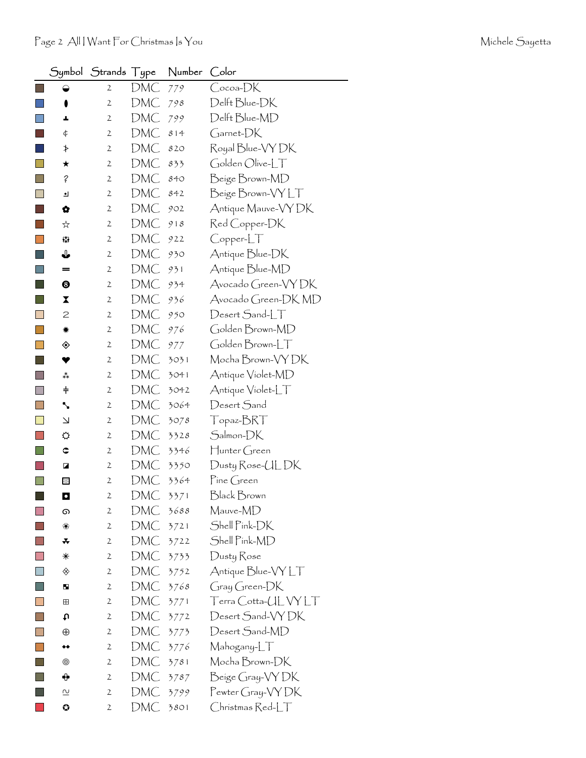| Symbol | Strands | Type | Number | Color |
|---|---|---|---|---|
| ◒ | 2 | DMC | 779 | Cocoa-DK |
| ⬮ | 2 | DMC | 798 | Delft Blue-DK |
| ⊥ | 2 | DMC | 799 | Delft Blue-MD |
| ¢ | 2 | DMC | 814 | Garnet-DK |
| ⊁ | 2 | DMC | 820 | Royal Blue-VY DK |
| ★ | 2 | DMC | 833 | Golden Olive-LT |
| ? | 2 | DMC | 840 | Beige Brown-MD |
| ⌟ | 2 | DMC | 842 | Beige Brown-VY LT |
| ✿ | 2 | DMC | 902 | Antique Mauve-VY DK |
| ☆ | 2 | DMC | 918 | Red Copper-DK |
| ❃ | 2 | DMC | 922 | Copper-LT |
| ⚓ | 2 | DMC | 930 | Antique Blue-DK |
| ═ | 2 | DMC | 931 | Antique Blue-MD |
| ❽ | 2 | DMC | 934 | Avocado Green-VY DK |
| ⧗ | 2 | DMC | 936 | Avocado Green-DK MD |
| 2 | 2 | DMC | 950 | Desert Sand-LT |
| ✹ | 2 | DMC | 976 | Golden Brown-MD |
| ◈ | 2 | DMC | 977 | Golden Brown-LT |
| ♥ | 2 | DMC | 3031 | Mocha Brown-VY DK |
| ⁂ | 2 | DMC | 3041 | Antique Violet-MD |
| ≑ | 2 | DMC | 3042 | Antique Violet-LT |
| ↘ | 2 | DMC | 3064 | Desert Sand |
| ⇲ | 2 | DMC | 3078 | Topaz-BRT |
| ☼ | 2 | DMC | 3328 | Salmon-DK |
| ⊂ | 2 | DMC | 3346 | Hunter Green |
| ◪ | 2 | DMC | 3350 | Dusty Rose-UL DK |
| ▩ | 2 | DMC | 3364 | Pine Green |
| ◘ | 2 | DMC | 3371 | Black Brown |
| ᘓ | 2 | DMC | 3688 | Mauve-MD |
| ❀ | 2 | DMC | 3721 | Shell Pink-DK |
| ⁂ | 2 | DMC | 3722 | Shell Pink-MD |
| ✳ | 2 | DMC | 3733 | Dusty Rose |
| ❖ | 2 | DMC | 3752 | Antique Blue-VY LT |
| ◙ | 2 | DMC | 3768 | Gray Green-DK |
| ⊞ | 2 | DMC | 3771 | Terra Cotta-UL VY LT |
| ⎌ | 2 | DMC | 3772 | Desert Sand-VY DK |
| ⊕ | 2 | DMC | 3773 | Desert Sand-MD |
| ◆◆ | 2 | DMC | 3776 | Mahogany-LT |
| ◎ | 2 | DMC | 3781 | Mocha Brown-DK |
| ✙ | 2 | DMC | 3787 | Beige Gray-VY DK |
| ≗ | 2 | DMC | 3799 | Pewter Gray-VY DK |
| ✪ | 2 | DMC | 3801 | Christmas Red-LT |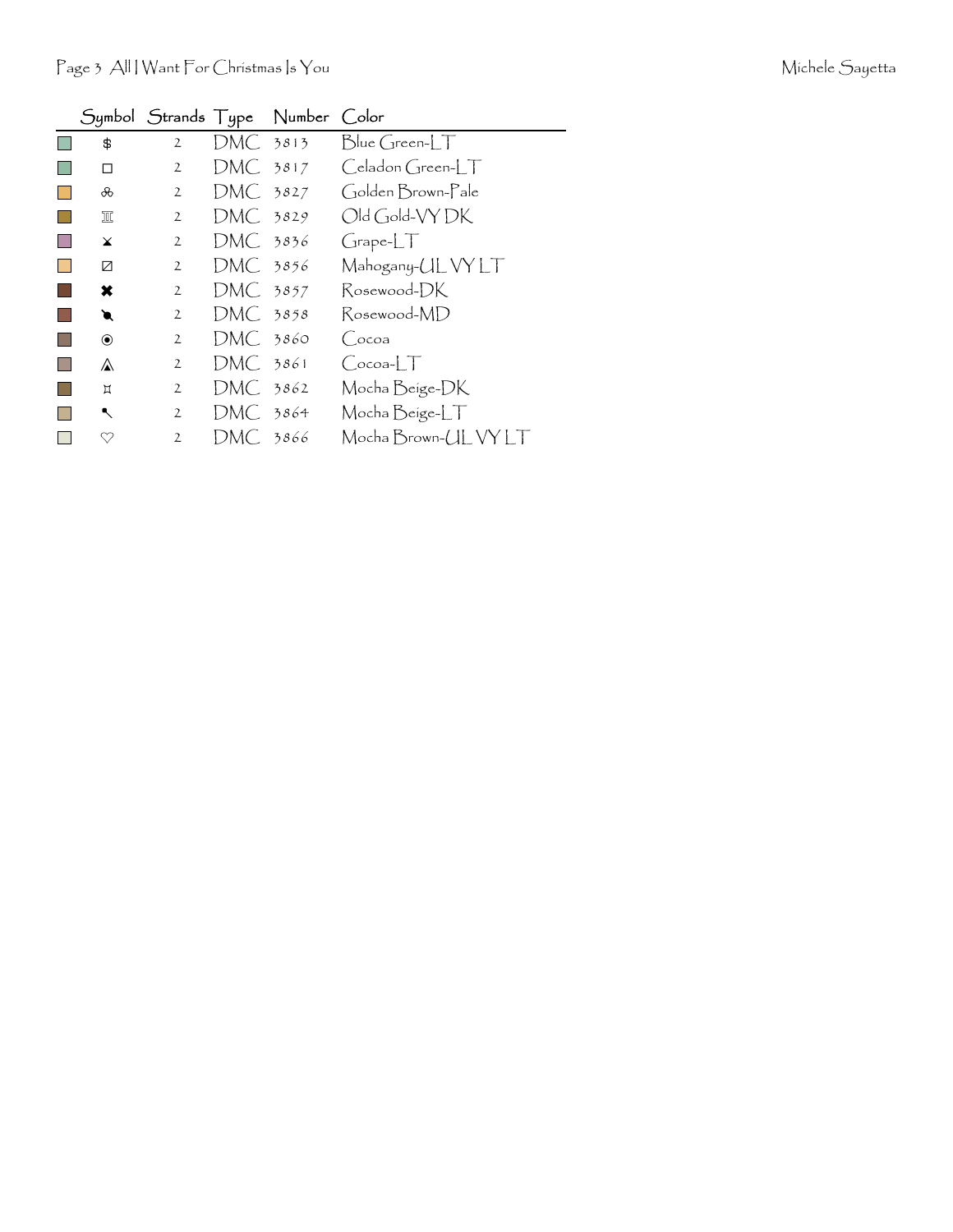| | Symbol | Strands | Type | Number | Color |
|---|---|---|---|---|---|
| | $ | 2 | DMC | 3813 | Blue Green-LT |
| | ◻ | 2 | DMC | 3817 | Celadon Green-LT |
| | ꕥ | 2 | DMC | 3827 | Golden Brown-Pale |
| | ♖ | 2 | DMC | 3829 | Old Gold-VY DK |
| | ⏏ | 2 | DMC | 3836 | Grape-LT |
| | ⊠ | 2 | DMC | 3856 | Mahogany-UL VY LT |
| | ✖ | 2 | DMC | 3857 | Rosewood-DK |
| | ◥ | 2 | DMC | 3858 | Rosewood-MD |
| | ◉ | 2 | DMC | 3860 | Cocoa |
| | ◬ | 2 | DMC | 3861 | Cocoa-LT |
| | ⌑ | 2 | DMC | 3862 | Mocha Beige-DK |
| | ↖ | 2 | DMC | 3864 | Mocha Beige-LT |
| | ♡ | 2 | DMC | 3866 | Mocha Brown-UL VY LT |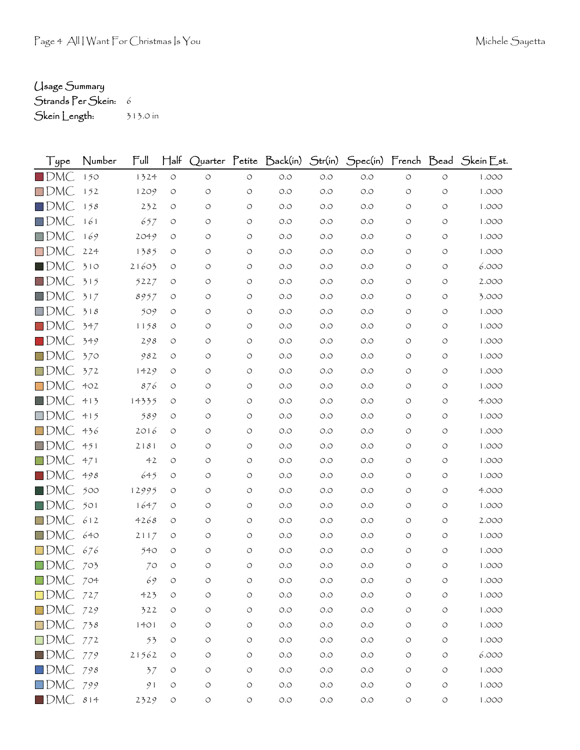Usage Summary
Strands Per Skein: 6
Skein Length: 313.0 in

| Type | Number | Full | Half | Quarter | Petite | Back(in) | Str(in) | Spec(in) | French | Bead | Skein Est. |
|---|---|---|---|---|---|---|---|---|---|---|---|
| DMC | 150 | 1324 | 0 | 0 | 0 | 0.0 | 0.0 | 0.0 | 0 | 0 | 1.000 |
| DMC | 152 | 1209 | 0 | 0 | 0 | 0.0 | 0.0 | 0.0 | 0 | 0 | 1.000 |
| DMC | 158 | 232 | 0 | 0 | 0 | 0.0 | 0.0 | 0.0 | 0 | 0 | 1.000 |
| DMC | 161 | 657 | 0 | 0 | 0 | 0.0 | 0.0 | 0.0 | 0 | 0 | 1.000 |
| DMC | 169 | 2049 | 0 | 0 | 0 | 0.0 | 0.0 | 0.0 | 0 | 0 | 1.000 |
| DMC | 224 | 1385 | 0 | 0 | 0 | 0.0 | 0.0 | 0.0 | 0 | 0 | 1.000 |
| DMC | 310 | 21603 | 0 | 0 | 0 | 0.0 | 0.0 | 0.0 | 0 | 0 | 6.000 |
| DMC | 315 | 5227 | 0 | 0 | 0 | 0.0 | 0.0 | 0.0 | 0 | 0 | 2.000 |
| DMC | 317 | 8957 | 0 | 0 | 0 | 0.0 | 0.0 | 0.0 | 0 | 0 | 3.000 |
| DMC | 318 | 509 | 0 | 0 | 0 | 0.0 | 0.0 | 0.0 | 0 | 0 | 1.000 |
| DMC | 347 | 1158 | 0 | 0 | 0 | 0.0 | 0.0 | 0.0 | 0 | 0 | 1.000 |
| DMC | 349 | 298 | 0 | 0 | 0 | 0.0 | 0.0 | 0.0 | 0 | 0 | 1.000 |
| DMC | 370 | 982 | 0 | 0 | 0 | 0.0 | 0.0 | 0.0 | 0 | 0 | 1.000 |
| DMC | 372 | 1429 | 0 | 0 | 0 | 0.0 | 0.0 | 0.0 | 0 | 0 | 1.000 |
| DMC | 402 | 876 | 0 | 0 | 0 | 0.0 | 0.0 | 0.0 | 0 | 0 | 1.000 |
| DMC | 413 | 14335 | 0 | 0 | 0 | 0.0 | 0.0 | 0.0 | 0 | 0 | 4.000 |
| DMC | 415 | 589 | 0 | 0 | 0 | 0.0 | 0.0 | 0.0 | 0 | 0 | 1.000 |
| DMC | 436 | 2016 | 0 | 0 | 0 | 0.0 | 0.0 | 0.0 | 0 | 0 | 1.000 |
| DMC | 451 | 2181 | 0 | 0 | 0 | 0.0 | 0.0 | 0.0 | 0 | 0 | 1.000 |
| DMC | 471 | 42 | 0 | 0 | 0 | 0.0 | 0.0 | 0.0 | 0 | 0 | 1.000 |
| DMC | 498 | 645 | 0 | 0 | 0 | 0.0 | 0.0 | 0.0 | 0 | 0 | 1.000 |
| DMC | 500 | 12995 | 0 | 0 | 0 | 0.0 | 0.0 | 0.0 | 0 | 0 | 4.000 |
| DMC | 501 | 1647 | 0 | 0 | 0 | 0.0 | 0.0 | 0.0 | 0 | 0 | 1.000 |
| DMC | 612 | 4268 | 0 | 0 | 0 | 0.0 | 0.0 | 0.0 | 0 | 0 | 2.000 |
| DMC | 640 | 2117 | 0 | 0 | 0 | 0.0 | 0.0 | 0.0 | 0 | 0 | 1.000 |
| DMC | 676 | 540 | 0 | 0 | 0 | 0.0 | 0.0 | 0.0 | 0 | 0 | 1.000 |
| DMC | 703 | 70 | 0 | 0 | 0 | 0.0 | 0.0 | 0.0 | 0 | 0 | 1.000 |
| DMC | 704 | 69 | 0 | 0 | 0 | 0.0 | 0.0 | 0.0 | 0 | 0 | 1.000 |
| DMC | 727 | 423 | 0 | 0 | 0 | 0.0 | 0.0 | 0.0 | 0 | 0 | 1.000 |
| DMC | 729 | 322 | 0 | 0 | 0 | 0.0 | 0.0 | 0.0 | 0 | 0 | 1.000 |
| DMC | 738 | 1401 | 0 | 0 | 0 | 0.0 | 0.0 | 0.0 | 0 | 0 | 1.000 |
| DMC | 772 | 53 | 0 | 0 | 0 | 0.0 | 0.0 | 0.0 | 0 | 0 | 1.000 |
| DMC | 779 | 21562 | 0 | 0 | 0 | 0.0 | 0.0 | 0.0 | 0 | 0 | 6.000 |
| DMC | 798 | 37 | 0 | 0 | 0 | 0.0 | 0.0 | 0.0 | 0 | 0 | 1.000 |
| DMC | 799 | 91 | 0 | 0 | 0 | 0.0 | 0.0 | 0.0 | 0 | 0 | 1.000 |
| DMC | 814 | 2329 | 0 | 0 | 0 | 0.0 | 0.0 | 0.0 | 0 | 0 | 1.000 |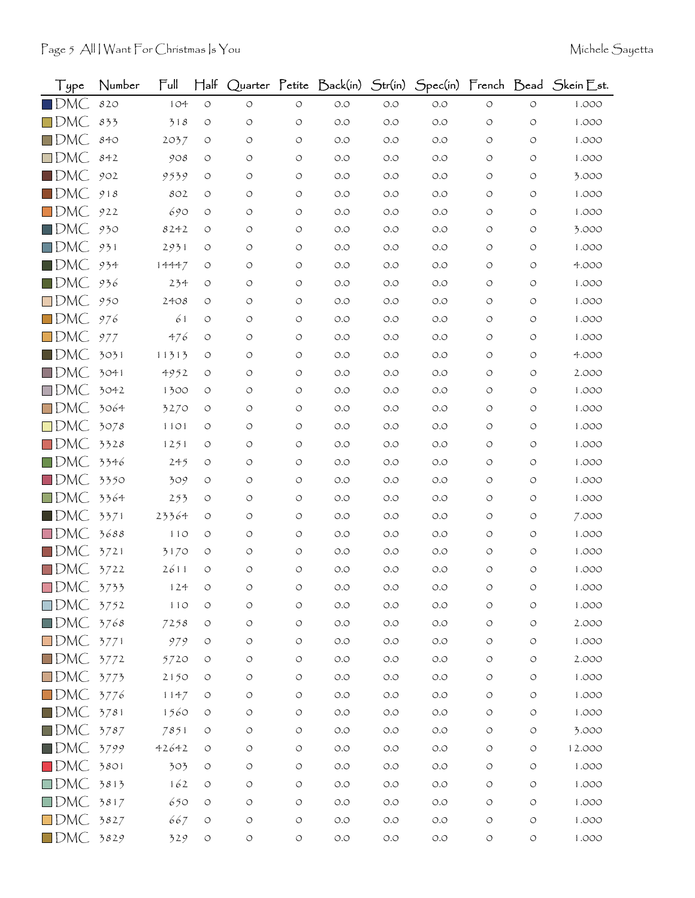| Type | Number | Full | Half | Quarter | Petite | Back(in) | Str(in) | Spec(in) | French | Bead | Skein Est. |
|---|---|---|---|---|---|---|---|---|---|---|---|
| DMC | 820 | 104 | 0 | 0 | 0 | 0.0 | 0.0 | 0.0 | 0 | 0 | 1.000 |
| DMC | 833 | 318 | 0 | 0 | 0 | 0.0 | 0.0 | 0.0 | 0 | 0 | 1.000 |
| DMC | 840 | 2037 | 0 | 0 | 0 | 0.0 | 0.0 | 0.0 | 0 | 0 | 1.000 |
| DMC | 842 | 908 | 0 | 0 | 0 | 0.0 | 0.0 | 0.0 | 0 | 0 | 1.000 |
| DMC | 902 | 9539 | 0 | 0 | 0 | 0.0 | 0.0 | 0.0 | 0 | 0 | 3.000 |
| DMC | 918 | 802 | 0 | 0 | 0 | 0.0 | 0.0 | 0.0 | 0 | 0 | 1.000 |
| DMC | 922 | 690 | 0 | 0 | 0 | 0.0 | 0.0 | 0.0 | 0 | 0 | 1.000 |
| DMC | 930 | 8242 | 0 | 0 | 0 | 0.0 | 0.0 | 0.0 | 0 | 0 | 3.000 |
| DMC | 931 | 2931 | 0 | 0 | 0 | 0.0 | 0.0 | 0.0 | 0 | 0 | 1.000 |
| DMC | 934 | 14447 | 0 | 0 | 0 | 0.0 | 0.0 | 0.0 | 0 | 0 | 4.000 |
| DMC | 936 | 234 | 0 | 0 | 0 | 0.0 | 0.0 | 0.0 | 0 | 0 | 1.000 |
| DMC | 950 | 2408 | 0 | 0 | 0 | 0.0 | 0.0 | 0.0 | 0 | 0 | 1.000 |
| DMC | 976 | 61 | 0 | 0 | 0 | 0.0 | 0.0 | 0.0 | 0 | 0 | 1.000 |
| DMC | 977 | 476 | 0 | 0 | 0 | 0.0 | 0.0 | 0.0 | 0 | 0 | 1.000 |
| DMC | 3031 | 11313 | 0 | 0 | 0 | 0.0 | 0.0 | 0.0 | 0 | 0 | 4.000 |
| DMC | 3041 | 4952 | 0 | 0 | 0 | 0.0 | 0.0 | 0.0 | 0 | 0 | 2.000 |
| DMC | 3042 | 1300 | 0 | 0 | 0 | 0.0 | 0.0 | 0.0 | 0 | 0 | 1.000 |
| DMC | 3064 | 3270 | 0 | 0 | 0 | 0.0 | 0.0 | 0.0 | 0 | 0 | 1.000 |
| DMC | 3078 | 1101 | 0 | 0 | 0 | 0.0 | 0.0 | 0.0 | 0 | 0 | 1.000 |
| DMC | 3328 | 1251 | 0 | 0 | 0 | 0.0 | 0.0 | 0.0 | 0 | 0 | 1.000 |
| DMC | 3346 | 245 | 0 | 0 | 0 | 0.0 | 0.0 | 0.0 | 0 | 0 | 1.000 |
| DMC | 3350 | 309 | 0 | 0 | 0 | 0.0 | 0.0 | 0.0 | 0 | 0 | 1.000 |
| DMC | 3364 | 253 | 0 | 0 | 0 | 0.0 | 0.0 | 0.0 | 0 | 0 | 1.000 |
| DMC | 3371 | 23364 | 0 | 0 | 0 | 0.0 | 0.0 | 0.0 | 0 | 0 | 7.000 |
| DMC | 3688 | 110 | 0 | 0 | 0 | 0.0 | 0.0 | 0.0 | 0 | 0 | 1.000 |
| DMC | 3721 | 3170 | 0 | 0 | 0 | 0.0 | 0.0 | 0.0 | 0 | 0 | 1.000 |
| DMC | 3722 | 2611 | 0 | 0 | 0 | 0.0 | 0.0 | 0.0 | 0 | 0 | 1.000 |
| DMC | 3733 | 124 | 0 | 0 | 0 | 0.0 | 0.0 | 0.0 | 0 | 0 | 1.000 |
| DMC | 3752 | 110 | 0 | 0 | 0 | 0.0 | 0.0 | 0.0 | 0 | 0 | 1.000 |
| DMC | 3768 | 7258 | 0 | 0 | 0 | 0.0 | 0.0 | 0.0 | 0 | 0 | 2.000 |
| DMC | 3771 | 979 | 0 | 0 | 0 | 0.0 | 0.0 | 0.0 | 0 | 0 | 1.000 |
| DMC | 3772 | 5720 | 0 | 0 | 0 | 0.0 | 0.0 | 0.0 | 0 | 0 | 2.000 |
| DMC | 3773 | 2150 | 0 | 0 | 0 | 0.0 | 0.0 | 0.0 | 0 | 0 | 1.000 |
| DMC | 3776 | 1147 | 0 | 0 | 0 | 0.0 | 0.0 | 0.0 | 0 | 0 | 1.000 |
| DMC | 3781 | 1560 | 0 | 0 | 0 | 0.0 | 0.0 | 0.0 | 0 | 0 | 1.000 |
| DMC | 3787 | 7851 | 0 | 0 | 0 | 0.0 | 0.0 | 0.0 | 0 | 0 | 3.000 |
| DMC | 3799 | 42642 | 0 | 0 | 0 | 0.0 | 0.0 | 0.0 | 0 | 0 | 12.000 |
| DMC | 3801 | 303 | 0 | 0 | 0 | 0.0 | 0.0 | 0.0 | 0 | 0 | 1.000 |
| DMC | 3813 | 162 | 0 | 0 | 0 | 0.0 | 0.0 | 0.0 | 0 | 0 | 1.000 |
| DMC | 3817 | 650 | 0 | 0 | 0 | 0.0 | 0.0 | 0.0 | 0 | 0 | 1.000 |
| DMC | 3827 | 667 | 0 | 0 | 0 | 0.0 | 0.0 | 0.0 | 0 | 0 | 1.000 |
| DMC | 3829 | 329 | 0 | 0 | 0 | 0.0 | 0.0 | 0.0 | 0 | 0 | 1.000 |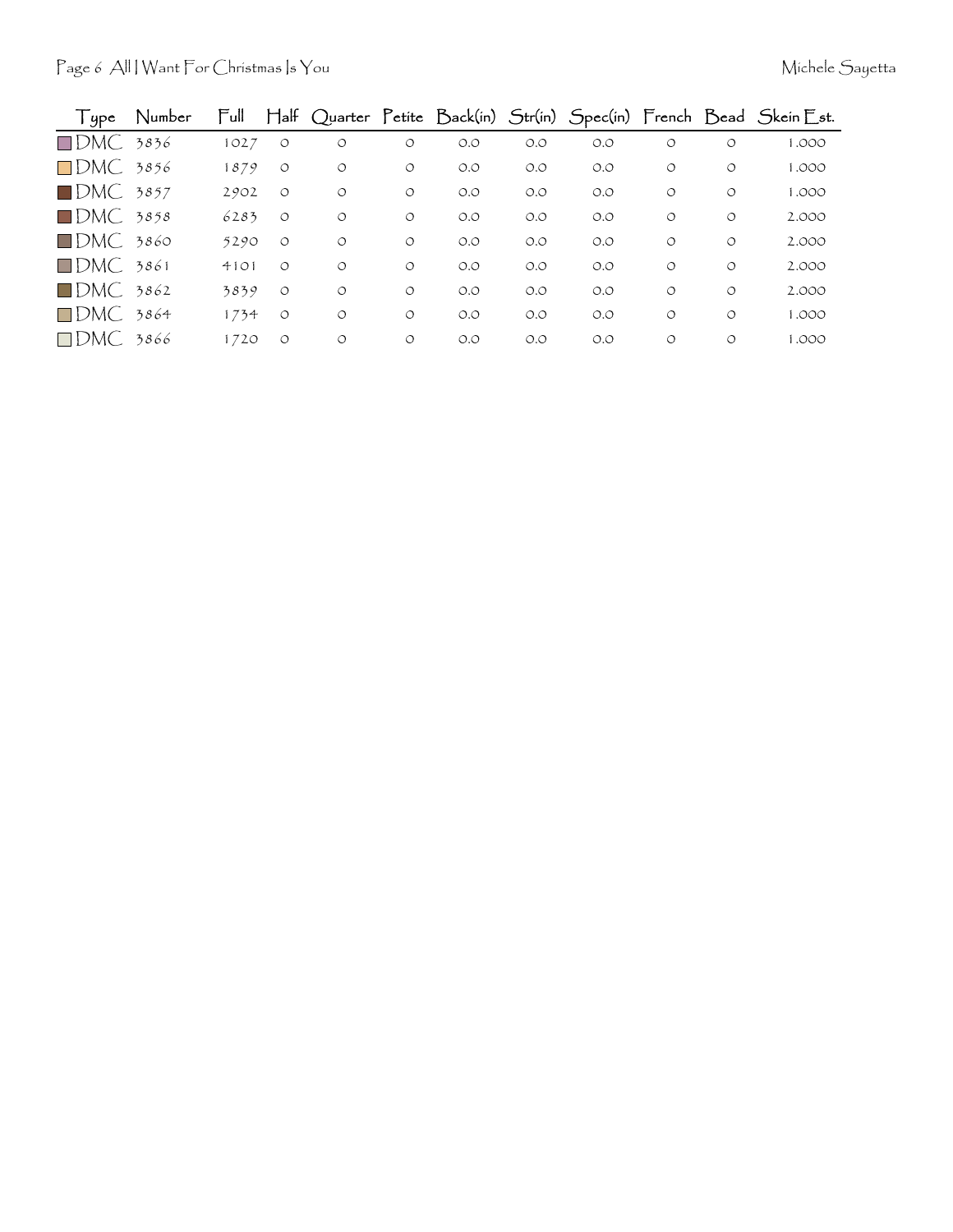| Type | Number | Full | Half | Quarter | Petite | Back(in) | Str(in) | Spec(in) | French | Bead | Skein Est. |
|---|---|---|---|---|---|---|---|---|---|---|---|
| DMC | 3836 | 1027 | 0 | 0 | 0 | 0.0 | 0.0 | 0.0 | 0 | 0 | 1.000 |
| DMC | 3856 | 1879 | 0 | 0 | 0 | 0.0 | 0.0 | 0.0 | 0 | 0 | 1.000 |
| DMC | 3857 | 2902 | 0 | 0 | 0 | 0.0 | 0.0 | 0.0 | 0 | 0 | 1.000 |
| DMC | 3858 | 6283 | 0 | 0 | 0 | 0.0 | 0.0 | 0.0 | 0 | 0 | 2.000 |
| DMC | 3860 | 5290 | 0 | 0 | 0 | 0.0 | 0.0 | 0.0 | 0 | 0 | 2.000 |
| DMC | 3861 | 4101 | 0 | 0 | 0 | 0.0 | 0.0 | 0.0 | 0 | 0 | 2.000 |
| DMC | 3862 | 3839 | 0 | 0 | 0 | 0.0 | 0.0 | 0.0 | 0 | 0 | 2.000 |
| DMC | 3864 | 1734 | 0 | 0 | 0 | 0.0 | 0.0 | 0.0 | 0 | 0 | 1.000 |
| DMC | 3866 | 1720 | 0 | 0 | 0 | 0.0 | 0.0 | 0.0 | 0 | 0 | 1.000 |